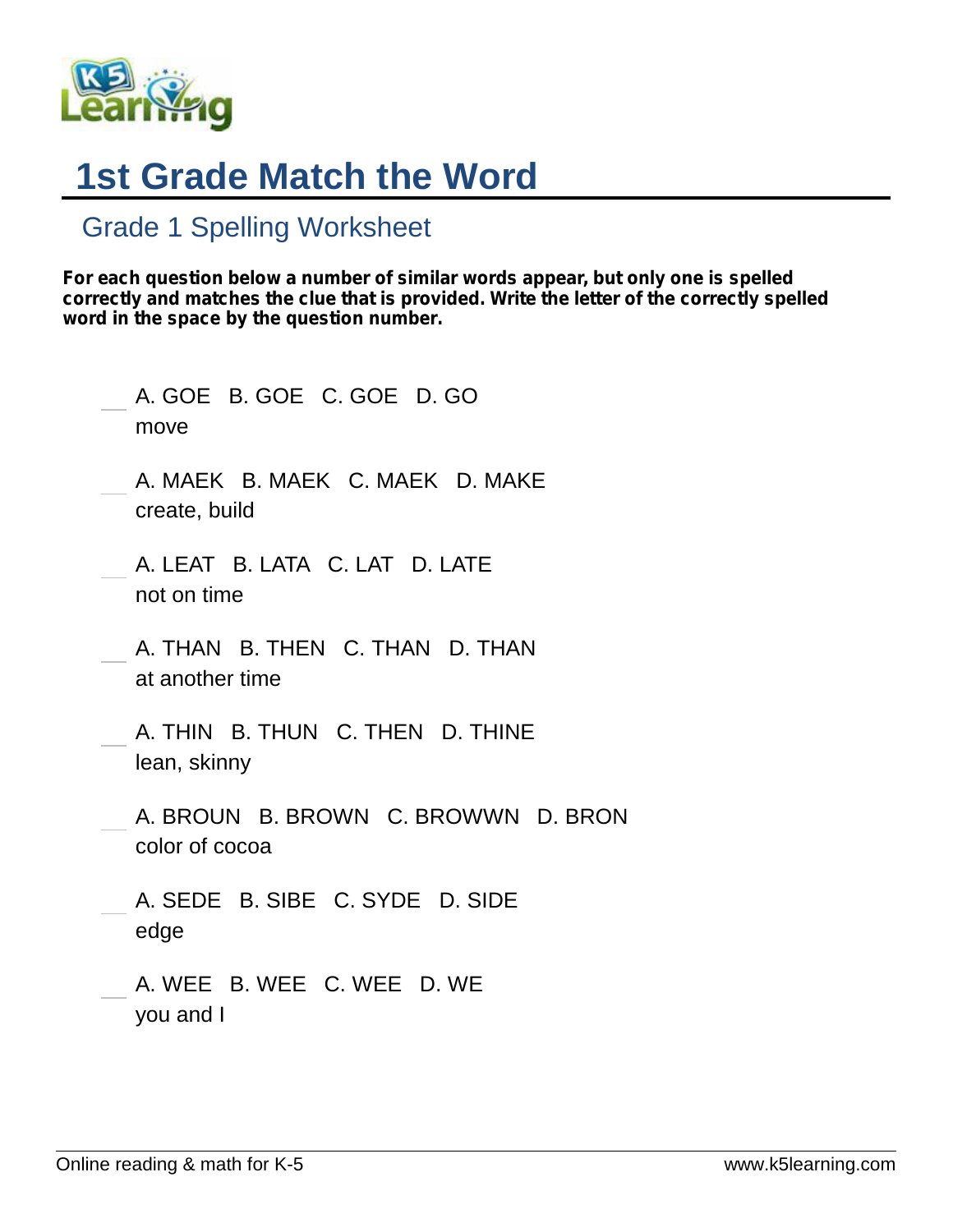# 1st Grade Match the Word

## Grade 1 Spelling Worksheet

**For each question below a number of similar words appear, but only one is spelled correctly and matches the clue that is provided. Write the letter of the correctly spelled word in the space by the question number.**

___ A. GOE B. GOE C. GOE D. GO
move

___ A. MAEK B. MAEK C. MAEK D. MAKE
create, build

___ A. LEAT B. LATA C. LAT D. LATE
not on time

___ A. THAN B. THEN C. THAN D. THAN
at another time

___ A. THIN B. THUN C. THEN D. THINE
lean, skinny

___ A. BROUN B. BROWN C. BROWWN D. BRON
color of cocoa

___ A. SEDE B. SIBE C. SYDE D. SIDE
edge

___ A. WEE B. WEE C. WEE D. WE
you and I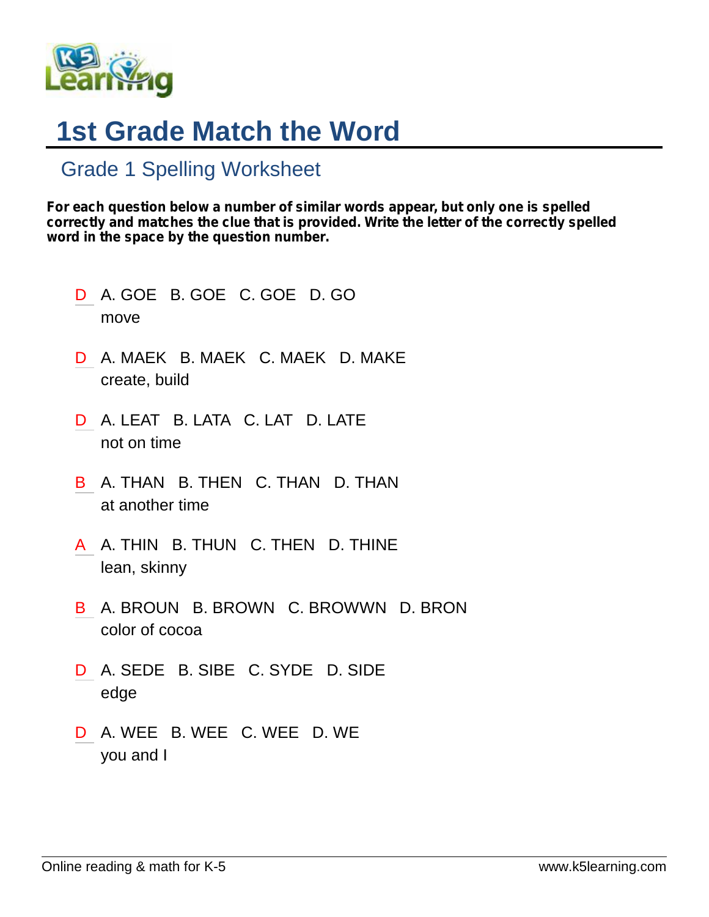# 1st Grade Match the Word

## Grade 1 Spelling Worksheet

**For each question below a number of similar words appear, but only one is spelled correctly and matches the clue that is provided. Write the letter of the correctly spelled word in the space by the question number.**

D A. GOE B. GOE C. GOE D. GO
move

D A. MAEK B. MAEK C. MAEK D. MAKE
create, build

D A. LEAT B. LATA C. LAT D. LATE
not on time

B A. THAN B. THEN C. THAN D. THAN
at another time

A A. THIN B. THUN C. THEN D. THINE
lean, skinny

B A. BROUN B. BROWN C. BROWWN D. BRON
color of cocoa

D A. SEDE B. SIBE C. SYDE D. SIDE
edge

D A. WEE B. WEE C. WEE D. WE
you and I

Online reading & math for K-5 www.k5learning.com